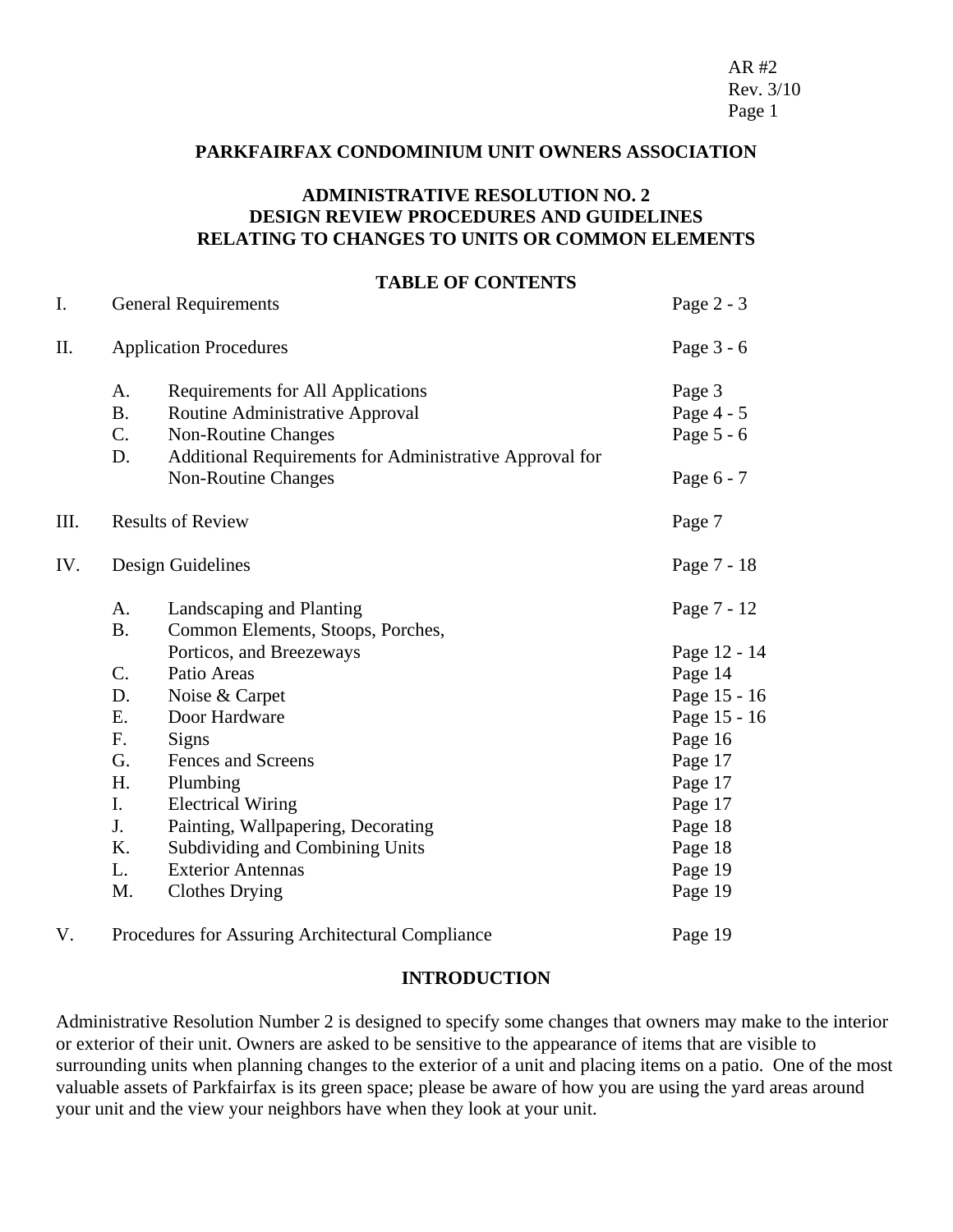AR #2
Rev. 3/10

# PARKFAIRFAX CONDOMINIUM UNIT OWNERS ASSOCIATION

## ADMINISTRATIVE RESOLUTION NO. 2
## DESIGN REVIEW PROCEDURES AND GUIDELINES
## RELATING TO CHANGES TO UNITS OR COMMON ELEMENTS

### TABLE OF CONTENTS

| | | | |
|---|---|---|---|
| I. | General Requirements | | Page 2 - 3 |
| II. | Application Procedures | | Page 3 - 6 |
| | A. | Requirements for All Applications | Page 3 |
| | B. | Routine Administrative Approval | Page 4 - 5 |
| | C. | Non-Routine Changes | Page 5 - 6 |
| | D. | Additional Requirements for Administrative Approval for Non-Routine Changes | Page 6 - 7 |
| III. | Results of Review | | Page 7 |
| IV. | Design Guidelines | | Page 7 - 18 |
| | A. | Landscaping and Planting | Page 7 - 12 |
| | B. | Common Elements, Stoops, Porches, Porticos, and Breezeways | Page 12 - 14 |
| | C. | Patio Areas | Page 14 |
| | D. | Noise & Carpet | Page 15 - 16 |
| | E. | Door Hardware | Page 15 - 16 |
| | F. | Signs | Page 16 |
| | G. | Fences and Screens | Page 17 |
| | H. | Plumbing | Page 17 |
| | I. | Electrical Wiring | Page 17 |
| | J. | Painting, Wallpapering, Decorating | Page 18 |
| | K. | Subdividing and Combining Units | Page 18 |
| | L. | Exterior Antennas | Page 19 |
| | M. | Clothes Drying | Page 19 |
| V. | Procedures for Assuring Architectural Compliance | | Page 19 |

### INTRODUCTION

Administrative Resolution Number 2 is designed to specify some changes that owners may make to the interior or exterior of their unit. Owners are asked to be sensitive to the appearance of items that are visible to surrounding units when planning changes to the exterior of a unit and placing items on a patio. One of the most valuable assets of Parkfairfax is its green space; please be aware of how you are using the yard areas around your unit and the view your neighbors have when they look at your unit.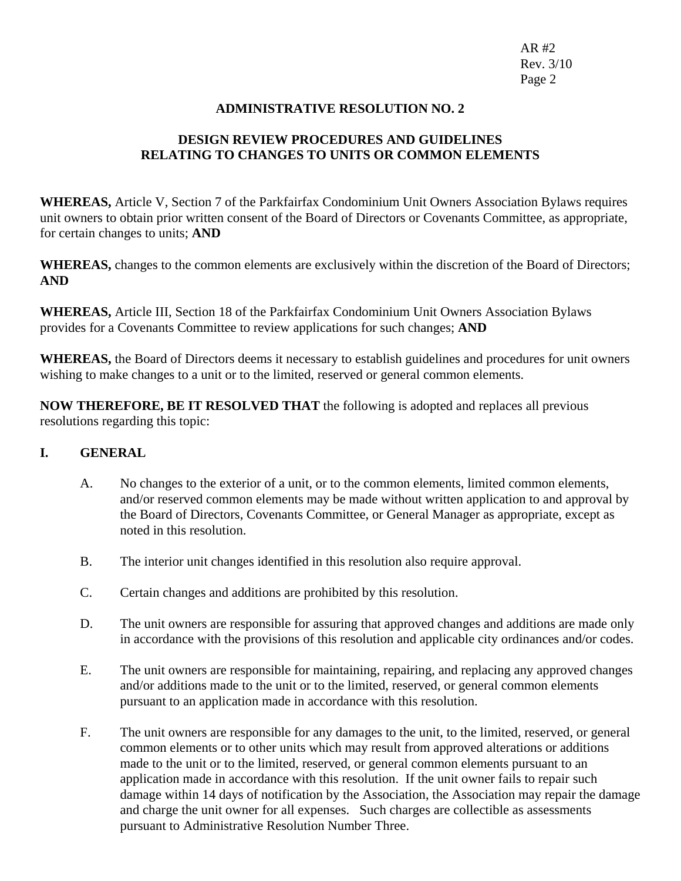## ADMINISTRATIVE RESOLUTION NO. 2

### DESIGN REVIEW PROCEDURES AND GUIDELINES RELATING TO CHANGES TO UNITS OR COMMON ELEMENTS

**WHEREAS,** Article V, Section 7 of the Parkfairfax Condominium Unit Owners Association Bylaws requires unit owners to obtain prior written consent of the Board of Directors or Covenants Committee, as appropriate, for certain changes to units; **AND**

**WHEREAS,** changes to the common elements are exclusively within the discretion of the Board of Directors; **AND**

**WHEREAS,** Article III, Section 18 of the Parkfairfax Condominium Unit Owners Association Bylaws provides for a Covenants Committee to review applications for such changes; **AND**

**WHEREAS,** the Board of Directors deems it necessary to establish guidelines and procedures for unit owners wishing to make changes to a unit or to the limited, reserved or general common elements.

**NOW THEREFORE, BE IT RESOLVED THAT** the following is adopted and replaces all previous resolutions regarding this topic:

### I. GENERAL

A. No changes to the exterior of a unit, or to the common elements, limited common elements, and/or reserved common elements may be made without written application to and approval by the Board of Directors, Covenants Committee, or General Manager as appropriate, except as noted in this resolution.

B. The interior unit changes identified in this resolution also require approval.

C. Certain changes and additions are prohibited by this resolution.

D. The unit owners are responsible for assuring that approved changes and additions are made only in accordance with the provisions of this resolution and applicable city ordinances and/or codes.

E. The unit owners are responsible for maintaining, repairing, and replacing any approved changes and/or additions made to the unit or to the limited, reserved, or general common elements pursuant to an application made in accordance with this resolution.

F. The unit owners are responsible for any damages to the unit, to the limited, reserved, or general common elements or to other units which may result from approved alterations or additions made to the unit or to the limited, reserved, or general common elements pursuant to an application made in accordance with this resolution. If the unit owner fails to repair such damage within 14 days of notification by the Association, the Association may repair the damage and charge the unit owner for all expenses. Such charges are collectible as assessments pursuant to Administrative Resolution Number Three.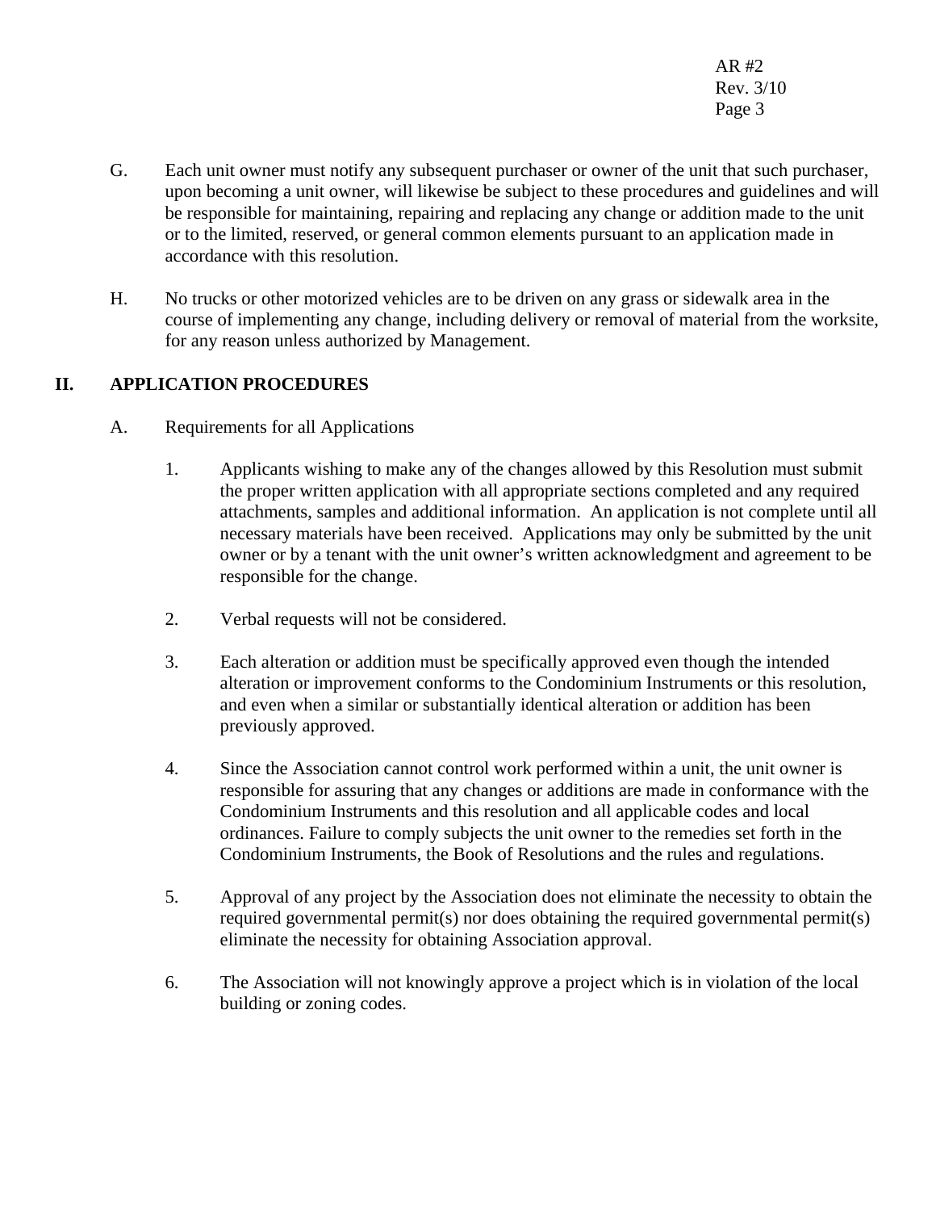G. Each unit owner must notify any subsequent purchaser or owner of the unit that such purchaser, upon becoming a unit owner, will likewise be subject to these procedures and guidelines and will be responsible for maintaining, repairing and replacing any change or addition made to the unit or to the limited, reserved, or general common elements pursuant to an application made in accordance with this resolution.

H. No trucks or other motorized vehicles are to be driven on any grass or sidewalk area in the course of implementing any change, including delivery or removal of material from the worksite, for any reason unless authorized by Management.

## II. APPLICATION PROCEDURES

A. Requirements for all Applications

1. Applicants wishing to make any of the changes allowed by this Resolution must submit the proper written application with all appropriate sections completed and any required attachments, samples and additional information. An application is not complete until all necessary materials have been received. Applications may only be submitted by the unit owner or by a tenant with the unit owner's written acknowledgment and agreement to be responsible for the change.

2. Verbal requests will not be considered.

3. Each alteration or addition must be specifically approved even though the intended alteration or improvement conforms to the Condominium Instruments or this resolution, and even when a similar or substantially identical alteration or addition has been previously approved.

4. Since the Association cannot control work performed within a unit, the unit owner is responsible for assuring that any changes or additions are made in conformance with the Condominium Instruments and this resolution and all applicable codes and local ordinances. Failure to comply subjects the unit owner to the remedies set forth in the Condominium Instruments, the Book of Resolutions and the rules and regulations.

5. Approval of any project by the Association does not eliminate the necessity to obtain the required governmental permit(s) nor does obtaining the required governmental permit(s) eliminate the necessity for obtaining Association approval.

6. The Association will not knowingly approve a project which is in violation of the local building or zoning codes.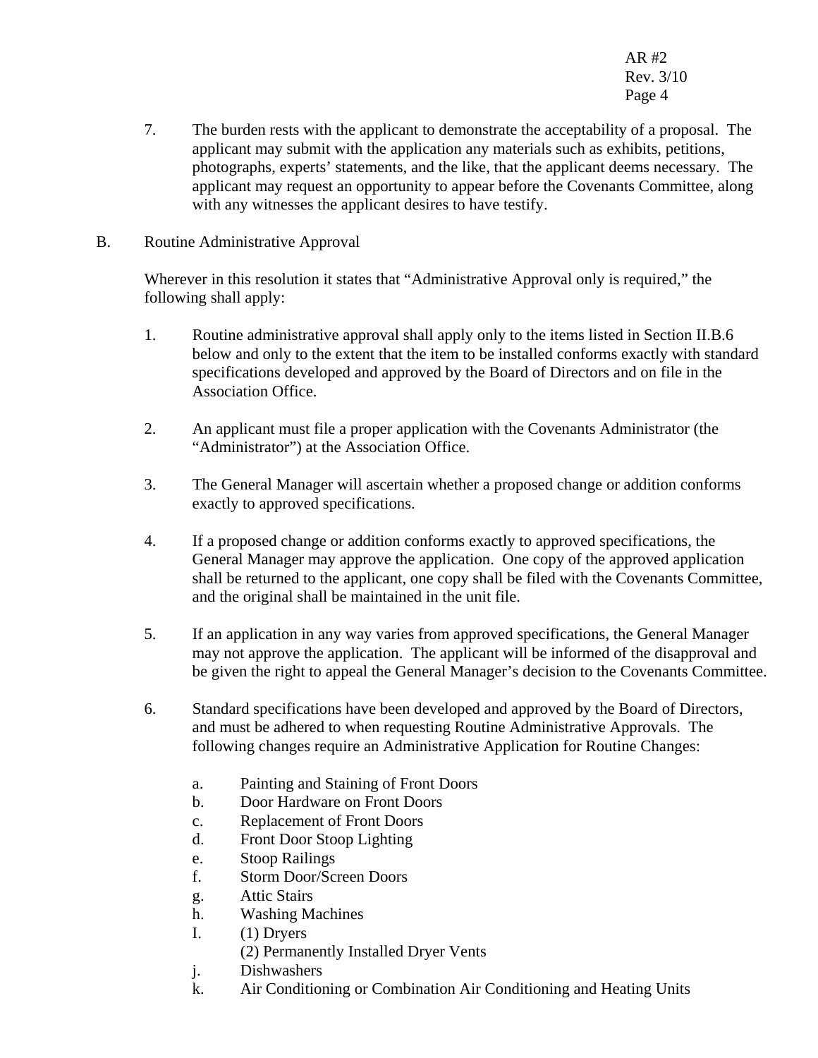7. The burden rests with the applicant to demonstrate the acceptability of a proposal. The applicant may submit with the application any materials such as exhibits, petitions, photographs, experts' statements, and the like, that the applicant deems necessary. The applicant may request an opportunity to appear before the Covenants Committee, along with any witnesses the applicant desires to have testify.

B. Routine Administrative Approval

Wherever in this resolution it states that "Administrative Approval only is required," the following shall apply:

1. Routine administrative approval shall apply only to the items listed in Section II.B.6 below and only to the extent that the item to be installed conforms exactly with standard specifications developed and approved by the Board of Directors and on file in the Association Office.

2. An applicant must file a proper application with the Covenants Administrator (the "Administrator") at the Association Office.

3. The General Manager will ascertain whether a proposed change or addition conforms exactly to approved specifications.

4. If a proposed change or addition conforms exactly to approved specifications, the General Manager may approve the application. One copy of the approved application shall be returned to the applicant, one copy shall be filed with the Covenants Committee, and the original shall be maintained in the unit file.

5. If an application in any way varies from approved specifications, the General Manager may not approve the application. The applicant will be informed of the disapproval and be given the right to appeal the General Manager's decision to the Covenants Committee.

6. Standard specifications have been developed and approved by the Board of Directors, and must be adhered to when requesting Routine Administrative Approvals. The following changes require an Administrative Application for Routine Changes:

   a. Painting and Staining of Front Doors
   b. Door Hardware on Front Doors
   c. Replacement of Front Doors
   d. Front Door Stoop Lighting
   e. Stoop Railings
   f. Storm Door/Screen Doors
   g. Attic Stairs
   h. Washing Machines
   I. (1) Dryers
      (2) Permanently Installed Dryer Vents
   j. Dishwashers
   k. Air Conditioning or Combination Air Conditioning and Heating Units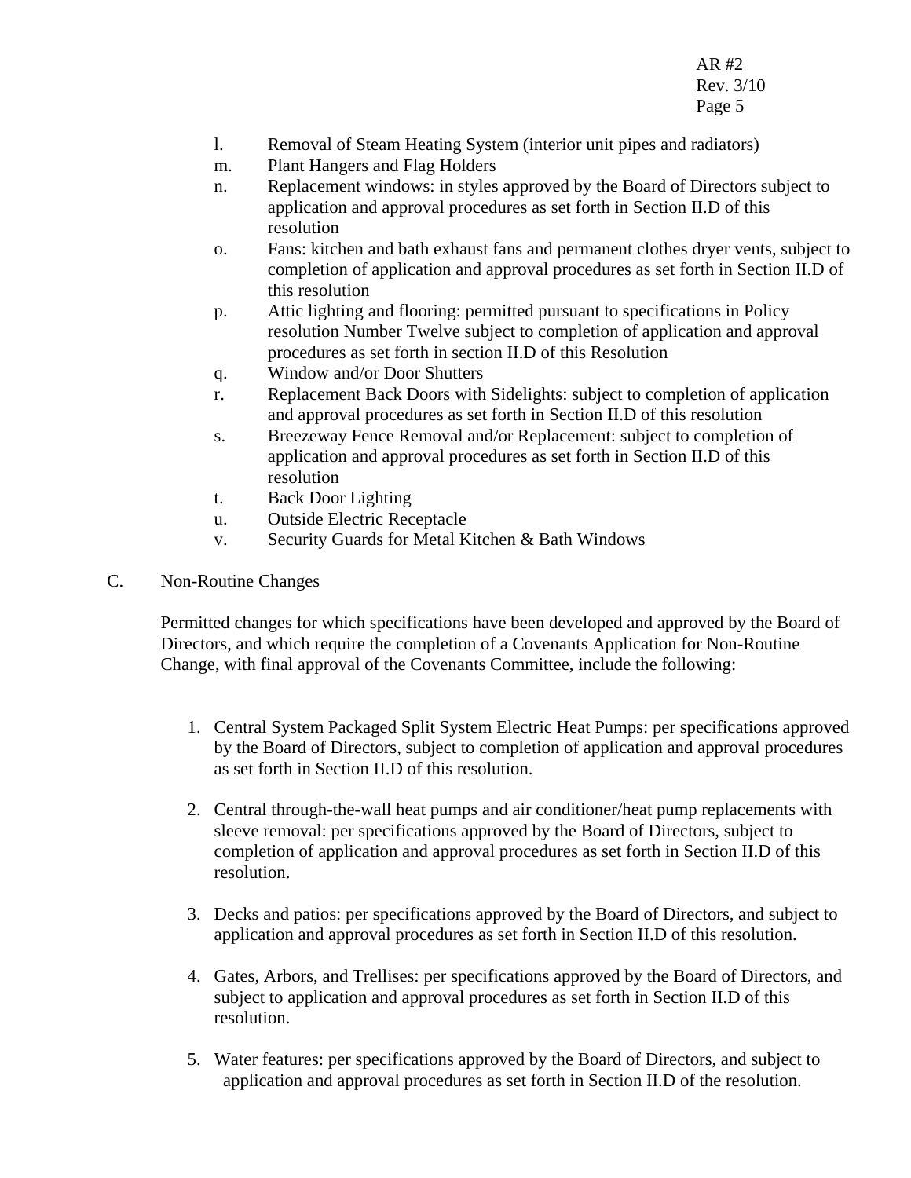l. Removal of Steam Heating System (interior unit pipes and radiators)
m. Plant Hangers and Flag Holders
n. Replacement windows: in styles approved by the Board of Directors subject to application and approval procedures as set forth in Section II.D of this resolution
o. Fans: kitchen and bath exhaust fans and permanent clothes dryer vents, subject to completion of application and approval procedures as set forth in Section II.D of this resolution
p. Attic lighting and flooring: permitted pursuant to specifications in Policy resolution Number Twelve subject to completion of application and approval procedures as set forth in section II.D of this Resolution
q. Window and/or Door Shutters
r. Replacement Back Doors with Sidelights: subject to completion of application and approval procedures as set forth in Section II.D of this resolution
s. Breezeway Fence Removal and/or Replacement: subject to completion of application and approval procedures as set forth in Section II.D of this resolution
t. Back Door Lighting
u. Outside Electric Receptacle
v. Security Guards for Metal Kitchen & Bath Windows

C. Non-Routine Changes

Permitted changes for which specifications have been developed and approved by the Board of Directors, and which require the completion of a Covenants Application for Non-Routine Change, with final approval of the Covenants Committee, include the following:

1. Central System Packaged Split System Electric Heat Pumps: per specifications approved by the Board of Directors, subject to completion of application and approval procedures as set forth in Section II.D of this resolution.
2. Central through-the-wall heat pumps and air conditioner/heat pump replacements with sleeve removal: per specifications approved by the Board of Directors, subject to completion of application and approval procedures as set forth in Section II.D of this resolution.
3. Decks and patios: per specifications approved by the Board of Directors, and subject to application and approval procedures as set forth in Section II.D of this resolution.
4. Gates, Arbors, and Trellises: per specifications approved by the Board of Directors, and subject to application and approval procedures as set forth in Section II.D of this resolution.
5. Water features: per specifications approved by the Board of Directors, and subject to application and approval procedures as set forth in Section II.D of the resolution.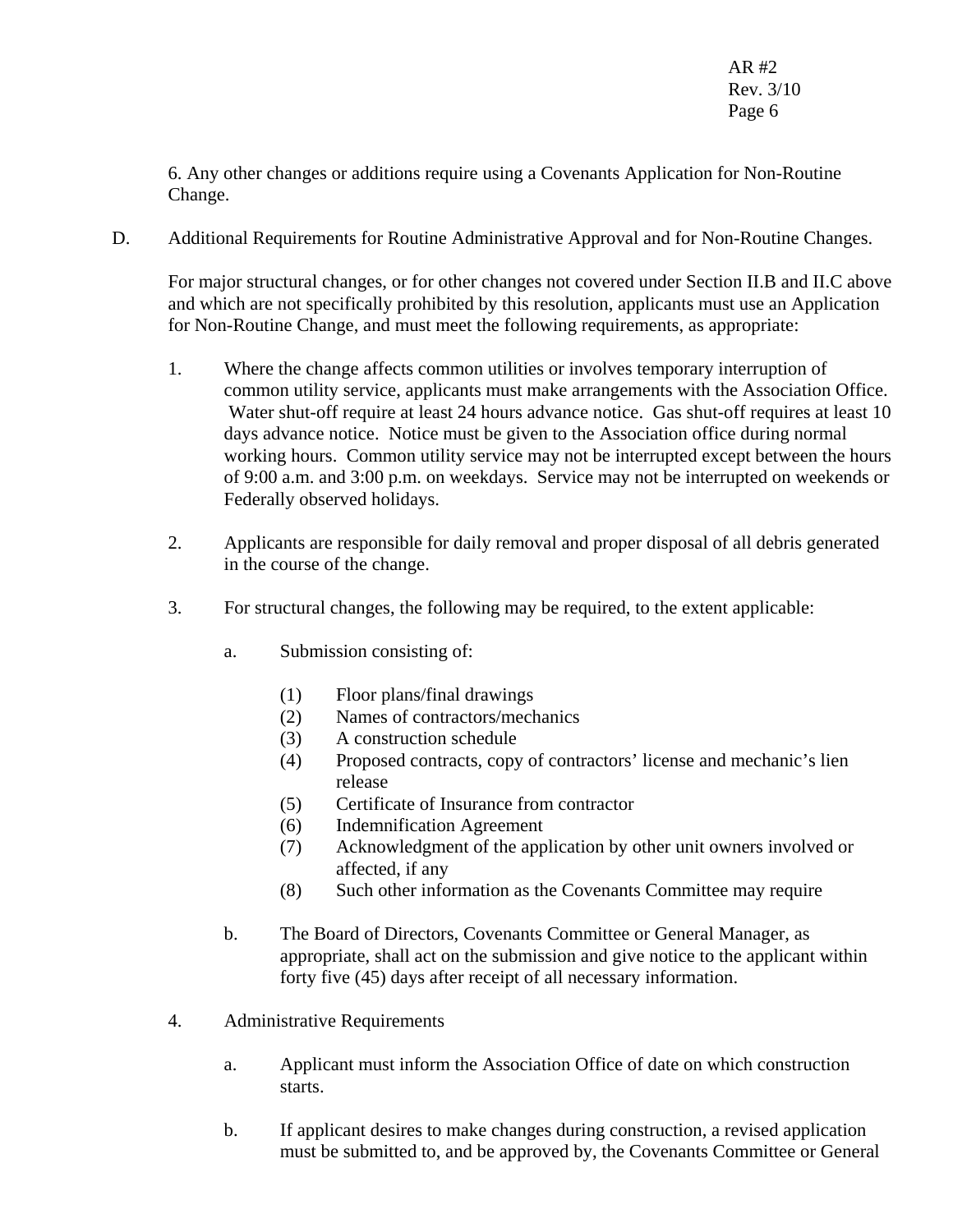6. Any other changes or additions require using a Covenants Application for Non-Routine Change.

D. Additional Requirements for Routine Administrative Approval and for Non-Routine Changes.

For major structural changes, or for other changes not covered under Section II.B and II.C above and which are not specifically prohibited by this resolution, applicants must use an Application for Non-Routine Change, and must meet the following requirements, as appropriate:

1. Where the change affects common utilities or involves temporary interruption of common utility service, applicants must make arrangements with the Association Office. Water shut-off require at least 24 hours advance notice. Gas shut-off requires at least 10 days advance notice. Notice must be given to the Association office during normal working hours. Common utility service may not be interrupted except between the hours of 9:00 a.m. and 3:00 p.m. on weekdays. Service may not be interrupted on weekends or Federally observed holidays.

2. Applicants are responsible for daily removal and proper disposal of all debris generated in the course of the change.

3. For structural changes, the following may be required, to the extent applicable:

   a. Submission consisting of:

      (1) Floor plans/final drawings
      (2) Names of contractors/mechanics
      (3) A construction schedule
      (4) Proposed contracts, copy of contractors' license and mechanic's lien release
      (5) Certificate of Insurance from contractor
      (6) Indemnification Agreement
      (7) Acknowledgment of the application by other unit owners involved or affected, if any
      (8) Such other information as the Covenants Committee may require

   b. The Board of Directors, Covenants Committee or General Manager, as appropriate, shall act on the submission and give notice to the applicant within forty five (45) days after receipt of all necessary information.

4. Administrative Requirements

   a. Applicant must inform the Association Office of date on which construction starts.

   b. If applicant desires to make changes during construction, a revised application must be submitted to, and be approved by, the Covenants Committee or General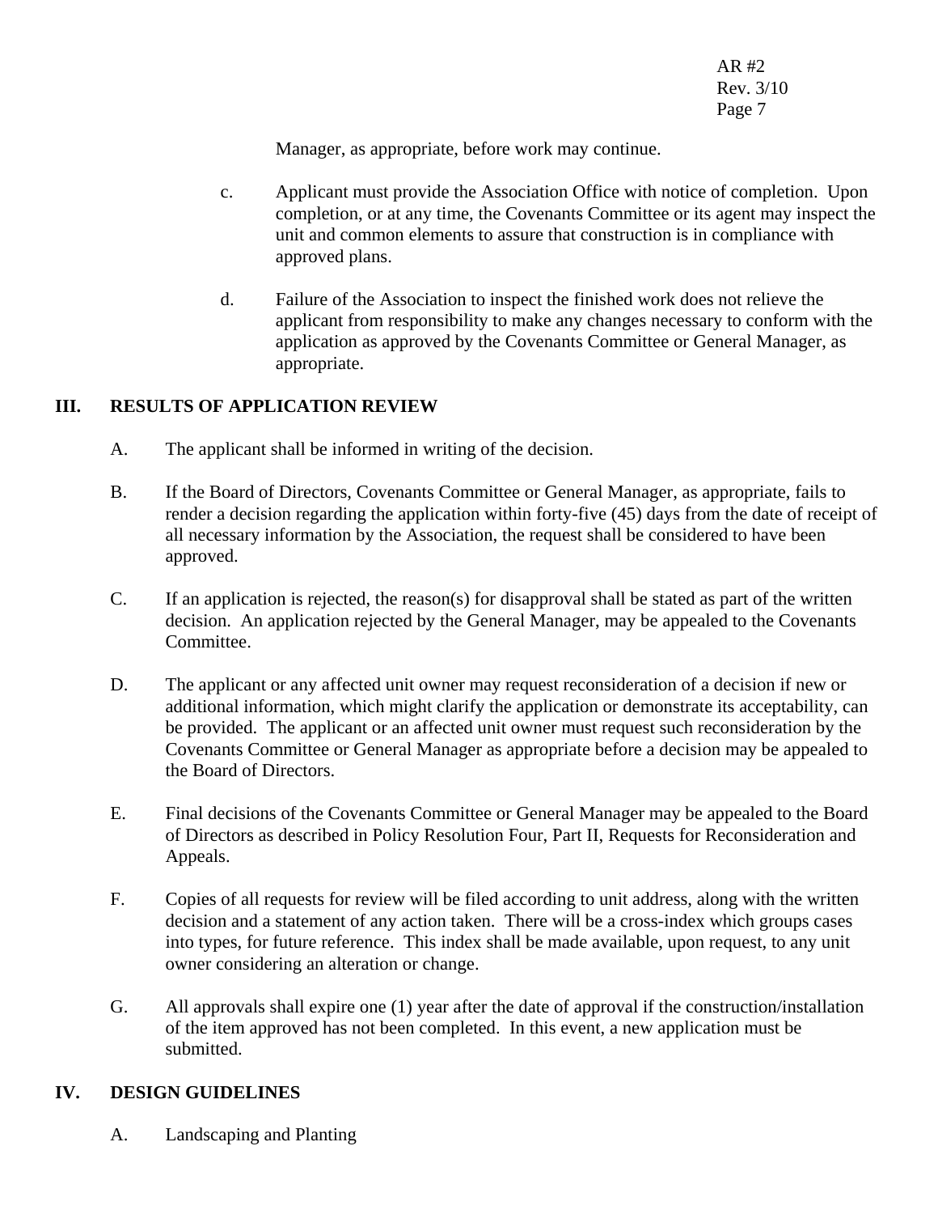Manager, as appropriate, before work may continue.

c. Applicant must provide the Association Office with notice of completion. Upon completion, or at any time, the Covenants Committee or its agent may inspect the unit and common elements to assure that construction is in compliance with approved plans.

d. Failure of the Association to inspect the finished work does not relieve the applicant from responsibility to make any changes necessary to conform with the application as approved by the Covenants Committee or General Manager, as appropriate.

## III. RESULTS OF APPLICATION REVIEW

A. The applicant shall be informed in writing of the decision.

B. If the Board of Directors, Covenants Committee or General Manager, as appropriate, fails to render a decision regarding the application within forty-five (45) days from the date of receipt of all necessary information by the Association, the request shall be considered to have been approved.

C. If an application is rejected, the reason(s) for disapproval shall be stated as part of the written decision. An application rejected by the General Manager, may be appealed to the Covenants Committee.

D. The applicant or any affected unit owner may request reconsideration of a decision if new or additional information, which might clarify the application or demonstrate its acceptability, can be provided. The applicant or an affected unit owner must request such reconsideration by the Covenants Committee or General Manager as appropriate before a decision may be appealed to the Board of Directors.

E. Final decisions of the Covenants Committee or General Manager may be appealed to the Board of Directors as described in Policy Resolution Four, Part II, Requests for Reconsideration and Appeals.

F. Copies of all requests for review will be filed according to unit address, along with the written decision and a statement of any action taken. There will be a cross-index which groups cases into types, for future reference. This index shall be made available, upon request, to any unit owner considering an alteration or change.

G. All approvals shall expire one (1) year after the date of approval if the construction/installation of the item approved has not been completed. In this event, a new application must be submitted.

## IV. DESIGN GUIDELINES

A. Landscaping and Planting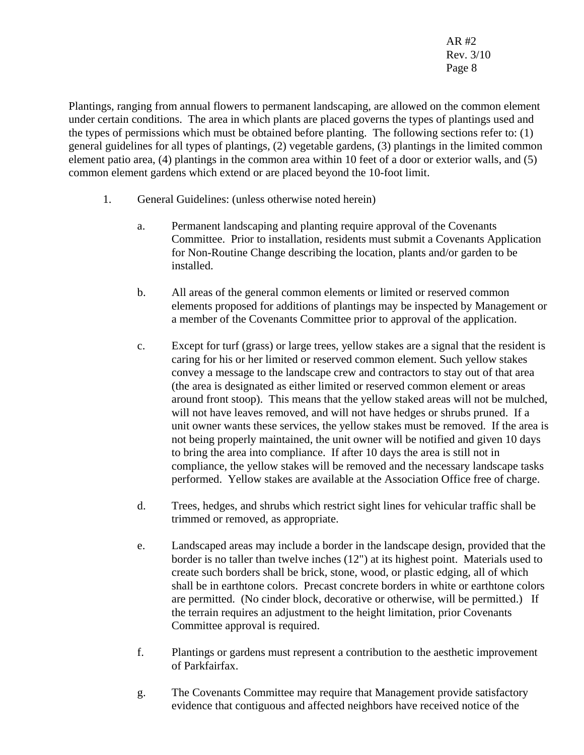Plantings, ranging from annual flowers to permanent landscaping, are allowed on the common element under certain conditions. The area in which plants are placed governs the types of plantings used and the types of permissions which must be obtained before planting. The following sections refer to: (1) general guidelines for all types of plantings, (2) vegetable gardens, (3) plantings in the limited common element patio area, (4) plantings in the common area within 10 feet of a door or exterior walls, and (5) common element gardens which extend or are placed beyond the 10-foot limit.

1. General Guidelines: (unless otherwise noted herein)

   a. Permanent landscaping and planting require approval of the Covenants Committee. Prior to installation, residents must submit a Covenants Application for Non-Routine Change describing the location, plants and/or garden to be installed.

   b. All areas of the general common elements or limited or reserved common elements proposed for additions of plantings may be inspected by Management or a member of the Covenants Committee prior to approval of the application.

   c. Except for turf (grass) or large trees, yellow stakes are a signal that the resident is caring for his or her limited or reserved common element. Such yellow stakes convey a message to the landscape crew and contractors to stay out of that area (the area is designated as either limited or reserved common element or areas around front stoop). This means that the yellow staked areas will not be mulched, will not have leaves removed, and will not have hedges or shrubs pruned. If a unit owner wants these services, the yellow stakes must be removed. If the area is not being properly maintained, the unit owner will be notified and given 10 days to bring the area into compliance. If after 10 days the area is still not in compliance, the yellow stakes will be removed and the necessary landscape tasks performed. Yellow stakes are available at the Association Office free of charge.

   d. Trees, hedges, and shrubs which restrict sight lines for vehicular traffic shall be trimmed or removed, as appropriate.

   e. Landscaped areas may include a border in the landscape design, provided that the border is no taller than twelve inches (12") at its highest point. Materials used to create such borders shall be brick, stone, wood, or plastic edging, all of which shall be in earthtone colors. Precast concrete borders in white or earthtone colors are permitted. (No cinder block, decorative or otherwise, will be permitted.) If the terrain requires an adjustment to the height limitation, prior Covenants Committee approval is required.

   f. Plantings or gardens must represent a contribution to the aesthetic improvement of Parkfairfax.

   g. The Covenants Committee may require that Management provide satisfactory evidence that contiguous and affected neighbors have received notice of the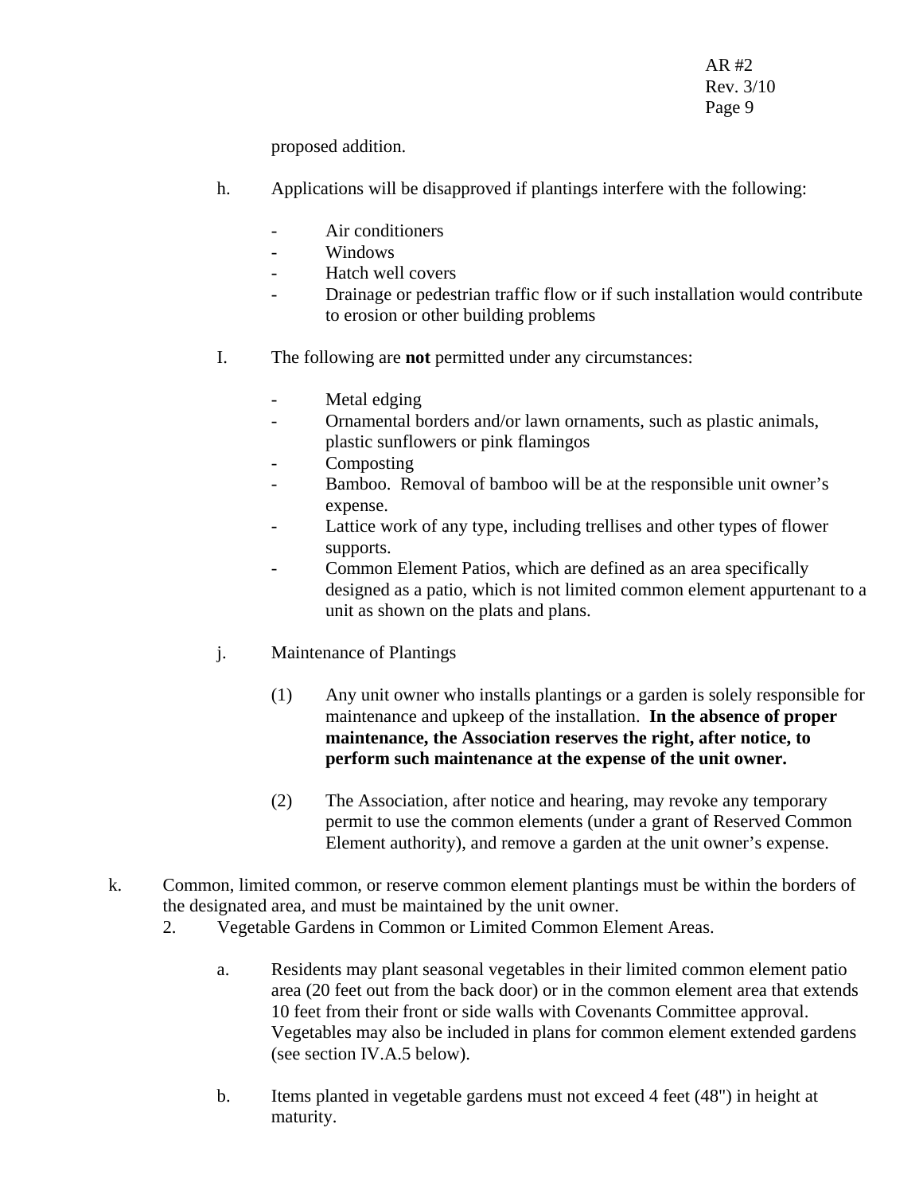proposed addition.

h. Applications will be disapproved if plantings interfere with the following:

- Air conditioners
- Windows
- Hatch well covers
- Drainage or pedestrian traffic flow or if such installation would contribute to erosion or other building problems

I. The following are **not** permitted under any circumstances:

- Metal edging
- Ornamental borders and/or lawn ornaments, such as plastic animals, plastic sunflowers or pink flamingos
- Composting
- Bamboo. Removal of bamboo will be at the responsible unit owner's expense.
- Lattice work of any type, including trellises and other types of flower supports.
- Common Element Patios, which are defined as an area specifically designed as a patio, which is not limited common element appurtenant to a unit as shown on the plats and plans.

j. Maintenance of Plantings

(1) Any unit owner who installs plantings or a garden is solely responsible for maintenance and upkeep of the installation. **In the absence of proper maintenance, the Association reserves the right, after notice, to perform such maintenance at the expense of the unit owner.**

(2) The Association, after notice and hearing, may revoke any temporary permit to use the common elements (under a grant of Reserved Common Element authority), and remove a garden at the unit owner's expense.

k. Common, limited common, or reserve common element plantings must be within the borders of the designated area, and must be maintained by the unit owner.

2. Vegetable Gardens in Common or Limited Common Element Areas.

a. Residents may plant seasonal vegetables in their limited common element patio area (20 feet out from the back door) or in the common element area that extends 10 feet from their front or side walls with Covenants Committee approval. Vegetables may also be included in plans for common element extended gardens (see section IV.A.5 below).

b. Items planted in vegetable gardens must not exceed 4 feet (48") in height at maturity.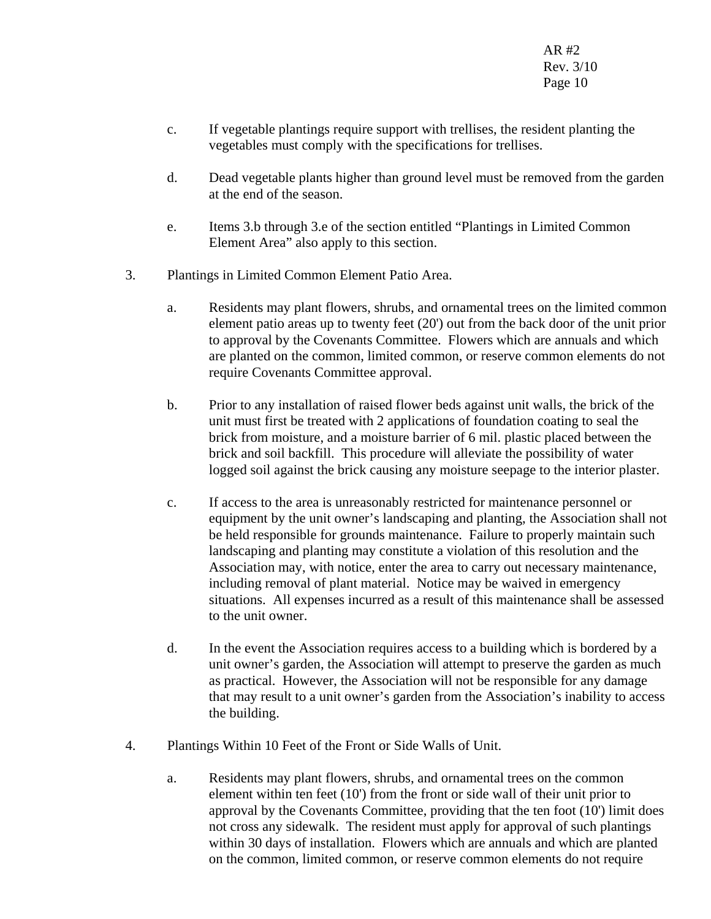c. If vegetable plantings require support with trellises, the resident planting the vegetables must comply with the specifications for trellises.

d. Dead vegetable plants higher than ground level must be removed from the garden at the end of the season.

e. Items 3.b through 3.e of the section entitled "Plantings in Limited Common Element Area" also apply to this section.

3. Plantings in Limited Common Element Patio Area.

   a. Residents may plant flowers, shrubs, and ornamental trees on the limited common element patio areas up to twenty feet (20') out from the back door of the unit prior to approval by the Covenants Committee. Flowers which are annuals and which are planted on the common, limited common, or reserve common elements do not require Covenants Committee approval.

   b. Prior to any installation of raised flower beds against unit walls, the brick of the unit must first be treated with 2 applications of foundation coating to seal the brick from moisture, and a moisture barrier of 6 mil. plastic placed between the brick and soil backfill. This procedure will alleviate the possibility of water logged soil against the brick causing any moisture seepage to the interior plaster.

   c. If access to the area is unreasonably restricted for maintenance personnel or equipment by the unit owner's landscaping and planting, the Association shall not be held responsible for grounds maintenance. Failure to properly maintain such landscaping and planting may constitute a violation of this resolution and the Association may, with notice, enter the area to carry out necessary maintenance, including removal of plant material. Notice may be waived in emergency situations. All expenses incurred as a result of this maintenance shall be assessed to the unit owner.

   d. In the event the Association requires access to a building which is bordered by a unit owner's garden, the Association will attempt to preserve the garden as much as practical. However, the Association will not be responsible for any damage that may result to a unit owner's garden from the Association's inability to access the building.

4. Plantings Within 10 Feet of the Front or Side Walls of Unit.

   a. Residents may plant flowers, shrubs, and ornamental trees on the common element within ten feet (10') from the front or side wall of their unit prior to approval by the Covenants Committee, providing that the ten foot (10') limit does not cross any sidewalk. The resident must apply for approval of such plantings within 30 days of installation. Flowers which are annuals and which are planted on the common, limited common, or reserve common elements do not require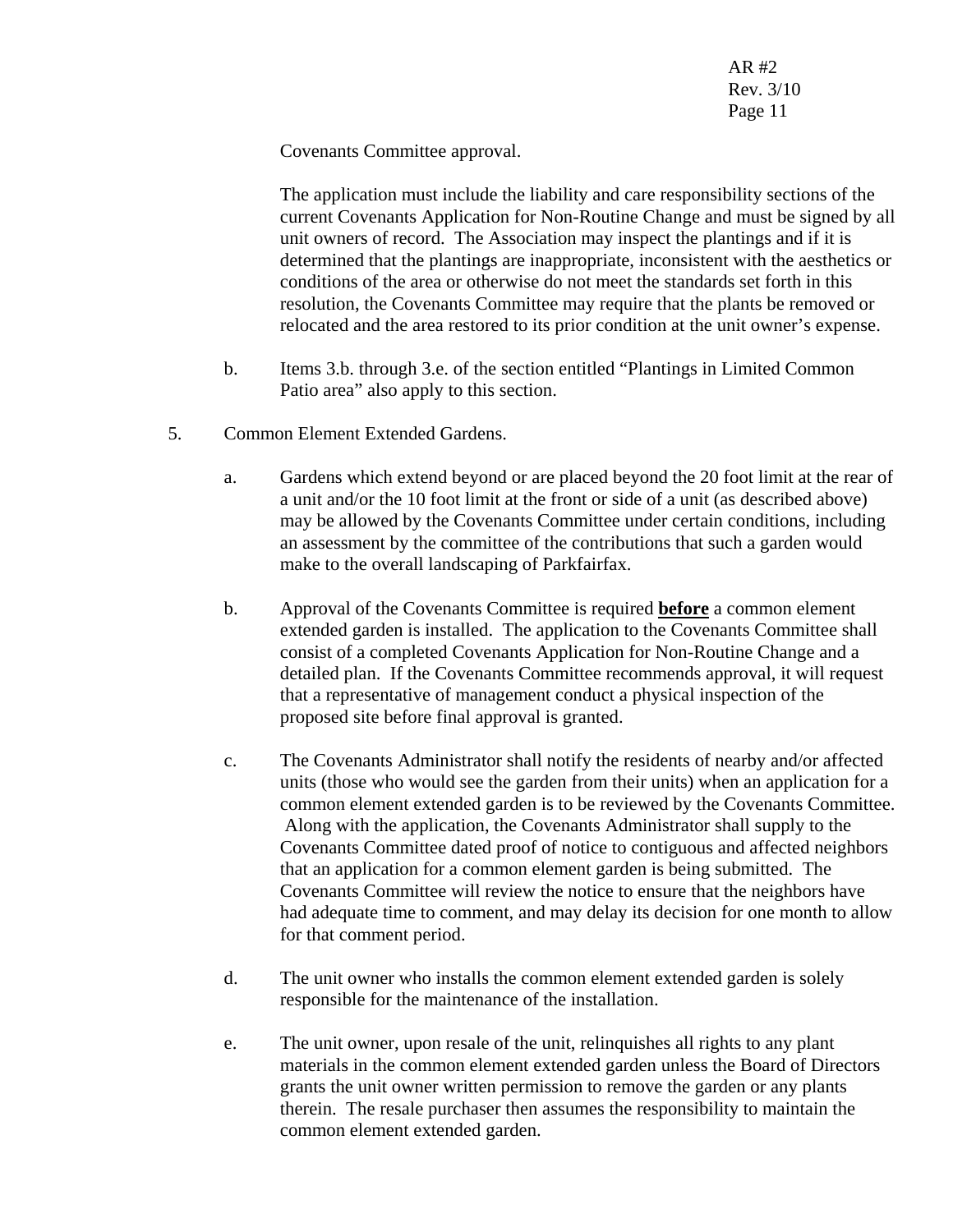Covenants Committee approval.

The application must include the liability and care responsibility sections of the current Covenants Application for Non-Routine Change and must be signed by all unit owners of record. The Association may inspect the plantings and if it is determined that the plantings are inappropriate, inconsistent with the aesthetics or conditions of the area or otherwise do not meet the standards set forth in this resolution, the Covenants Committee may require that the plants be removed or relocated and the area restored to its prior condition at the unit owner's expense.

b. Items 3.b. through 3.e. of the section entitled "Plantings in Limited Common Patio area" also apply to this section.

5. Common Element Extended Gardens.

   a. Gardens which extend beyond or are placed beyond the 20 foot limit at the rear of a unit and/or the 10 foot limit at the front or side of a unit (as described above) may be allowed by the Covenants Committee under certain conditions, including an assessment by the committee of the contributions that such a garden would make to the overall landscaping of Parkfairfax.

   b. Approval of the Covenants Committee is required **before** a common element extended garden is installed. The application to the Covenants Committee shall consist of a completed Covenants Application for Non-Routine Change and a detailed plan. If the Covenants Committee recommends approval, it will request that a representative of management conduct a physical inspection of the proposed site before final approval is granted.

   c. The Covenants Administrator shall notify the residents of nearby and/or affected units (those who would see the garden from their units) when an application for a common element extended garden is to be reviewed by the Covenants Committee. Along with the application, the Covenants Administrator shall supply to the Covenants Committee dated proof of notice to contiguous and affected neighbors that an application for a common element garden is being submitted. The Covenants Committee will review the notice to ensure that the neighbors have had adequate time to comment, and may delay its decision for one month to allow for that comment period.

   d. The unit owner who installs the common element extended garden is solely responsible for the maintenance of the installation.

   e. The unit owner, upon resale of the unit, relinquishes all rights to any plant materials in the common element extended garden unless the Board of Directors grants the unit owner written permission to remove the garden or any plants therein. The resale purchaser then assumes the responsibility to maintain the common element extended garden.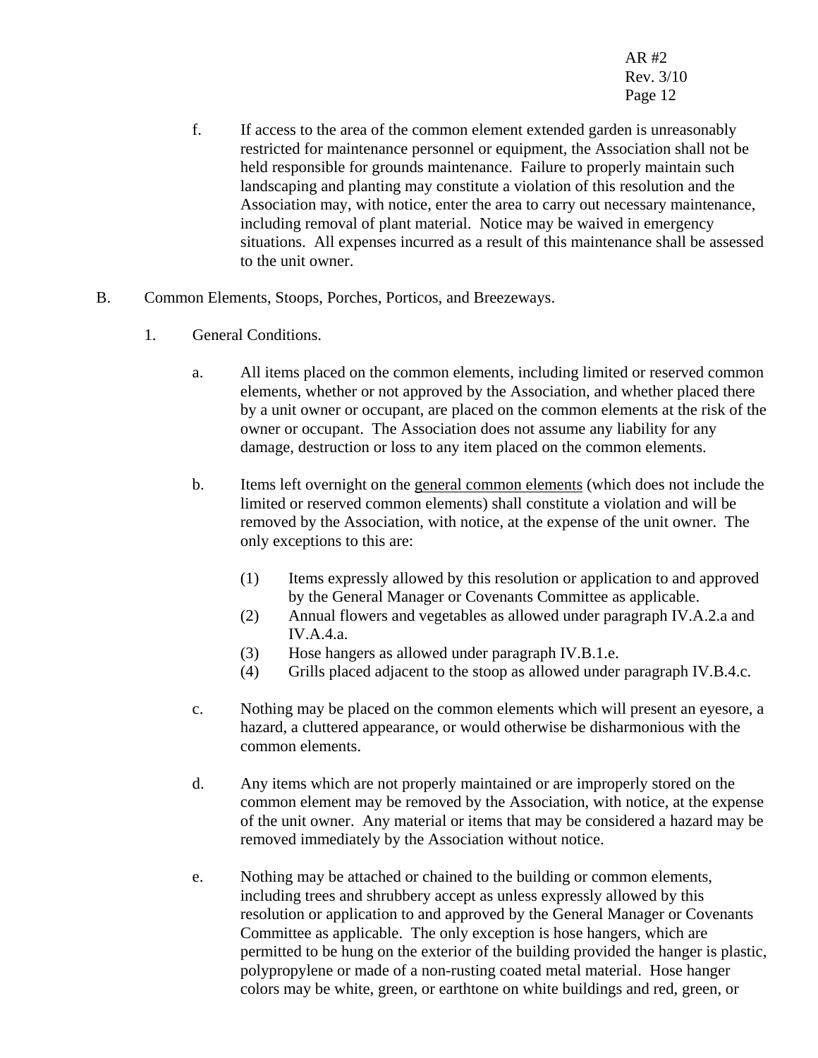f. If access to the area of the common element extended garden is unreasonably restricted for maintenance personnel or equipment, the Association shall not be held responsible for grounds maintenance. Failure to properly maintain such landscaping and planting may constitute a violation of this resolution and the Association may, with notice, enter the area to carry out necessary maintenance, including removal of plant material. Notice may be waived in emergency situations. All expenses incurred as a result of this maintenance shall be assessed to the unit owner.

B. Common Elements, Stoops, Porches, Porticos, and Breezeways.

1. General Conditions.

a. All items placed on the common elements, including limited or reserved common elements, whether or not approved by the Association, and whether placed there by a unit owner or occupant, are placed on the common elements at the risk of the owner or occupant. The Association does not assume any liability for any damage, destruction or loss to any item placed on the common elements.

b. Items left overnight on the general common elements (which does not include the limited or reserved common elements) shall constitute a violation and will be removed by the Association, with notice, at the expense of the unit owner. The only exceptions to this are:

(1) Items expressly allowed by this resolution or application to and approved by the General Manager or Covenants Committee as applicable.
(2) Annual flowers and vegetables as allowed under paragraph IV.A.2.a and IV.A.4.a.
(3) Hose hangers as allowed under paragraph IV.B.1.e.
(4) Grills placed adjacent to the stoop as allowed under paragraph IV.B.4.c.

c. Nothing may be placed on the common elements which will present an eyesore, a hazard, a cluttered appearance, or would otherwise be disharmonious with the common elements.

d. Any items which are not properly maintained or are improperly stored on the common element may be removed by the Association, with notice, at the expense of the unit owner. Any material or items that may be considered a hazard may be removed immediately by the Association without notice.

e. Nothing may be attached or chained to the building or common elements, including trees and shrubbery accept as unless expressly allowed by this resolution or application to and approved by the General Manager or Covenants Committee as applicable. The only exception is hose hangers, which are permitted to be hung on the exterior of the building provided the hanger is plastic, polypropylene or made of a non-rusting coated metal material. Hose hanger colors may be white, green, or earthtone on white buildings and red, green, or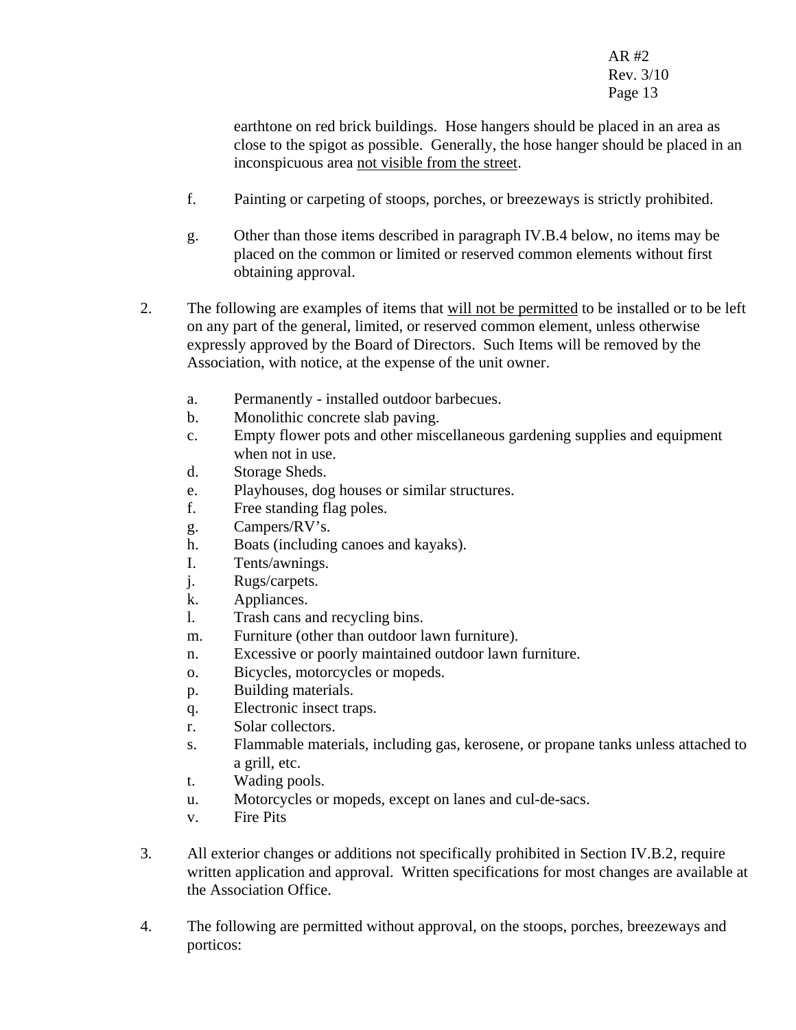earthtone on red brick buildings. Hose hangers should be placed in an area as close to the spigot as possible. Generally, the hose hanger should be placed in an inconspicuous area not visible from the street.

f. Painting or carpeting of stoops, porches, or breezeways is strictly prohibited.

g. Other than those items described in paragraph IV.B.4 below, no items may be placed on the common or limited or reserved common elements without first obtaining approval.

2. The following are examples of items that will not be permitted to be installed or to be left on any part of the general, limited, or reserved common element, unless otherwise expressly approved by the Board of Directors. Such Items will be removed by the Association, with notice, at the expense of the unit owner.

   a. Permanently - installed outdoor barbecues.
   b. Monolithic concrete slab paving.
   c. Empty flower pots and other miscellaneous gardening supplies and equipment when not in use.
   d. Storage Sheds.
   e. Playhouses, dog houses or similar structures.
   f. Free standing flag poles.
   g. Campers/RV's.
   h. Boats (including canoes and kayaks).
   I. Tents/awnings.
   j. Rugs/carpets.
   k. Appliances.
   l. Trash cans and recycling bins.
   m. Furniture (other than outdoor lawn furniture).
   n. Excessive or poorly maintained outdoor lawn furniture.
   o. Bicycles, motorcycles or mopeds.
   p. Building materials.
   q. Electronic insect traps.
   r. Solar collectors.
   s. Flammable materials, including gas, kerosene, or propane tanks unless attached to a grill, etc.
   t. Wading pools.
   u. Motorcycles or mopeds, except on lanes and cul-de-sacs.
   v. Fire Pits

3. All exterior changes or additions not specifically prohibited in Section IV.B.2, require written application and approval. Written specifications for most changes are available at the Association Office.

4. The following are permitted without approval, on the stoops, porches, breezeways and porticos: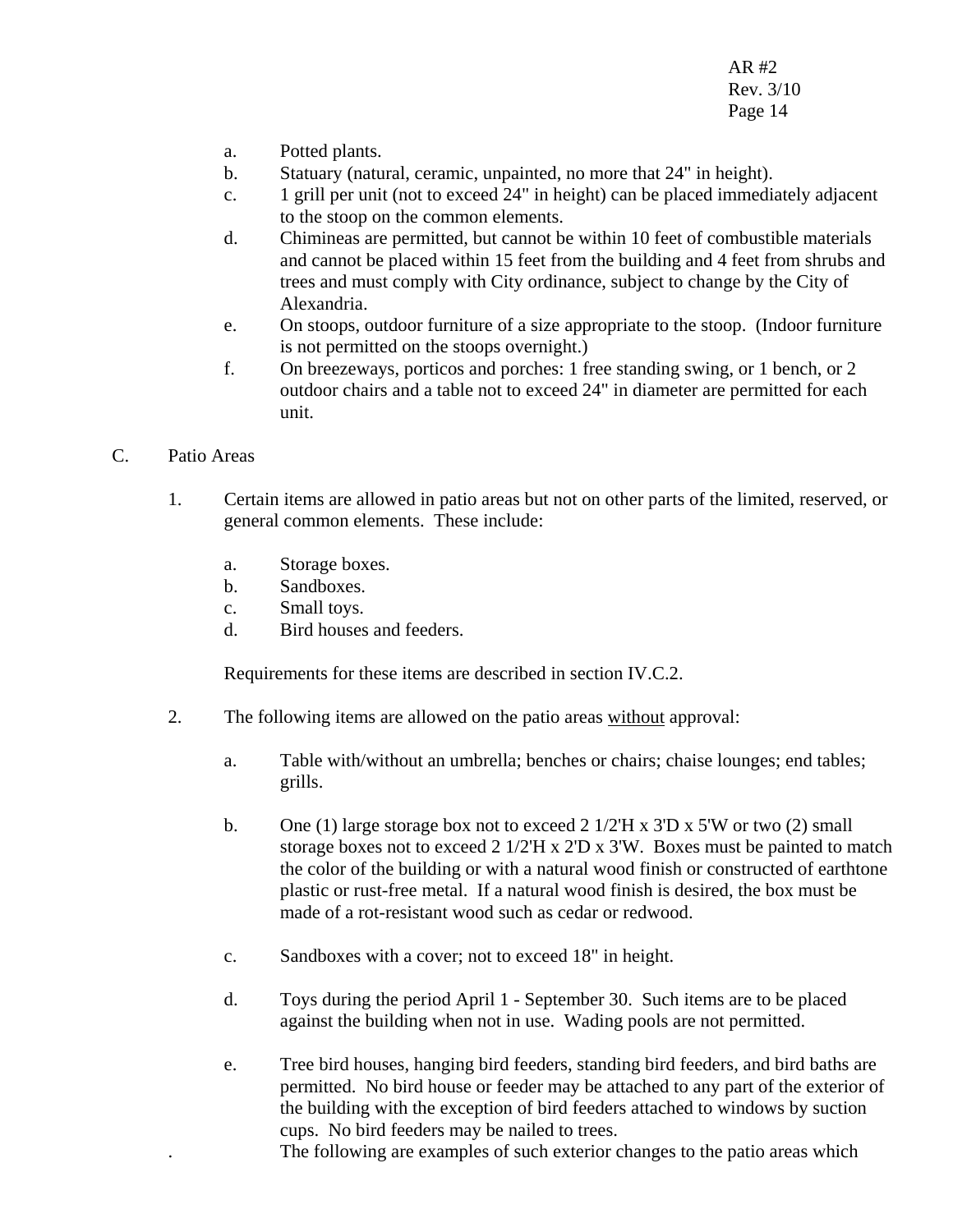a. Potted plants.
b. Statuary (natural, ceramic, unpainted, no more that 24" in height).
c. 1 grill per unit (not to exceed 24" in height) can be placed immediately adjacent to the stoop on the common elements.
d. Chimineas are permitted, but cannot be within 10 feet of combustible materials and cannot be placed within 15 feet from the building and 4 feet from shrubs and trees and must comply with City ordinance, subject to change by the City of Alexandria.
e. On stoops, outdoor furniture of a size appropriate to the stoop. (Indoor furniture is not permitted on the stoops overnight.)
f. On breezeways, porticos and porches: 1 free standing swing, or 1 bench, or 2 outdoor chairs and a table not to exceed 24" in diameter are permitted for each unit.

C. Patio Areas

1. Certain items are allowed in patio areas but not on other parts of the limited, reserved, or general common elements. These include:

   a. Storage boxes.
   b. Sandboxes.
   c. Small toys.
   d. Bird houses and feeders.

   Requirements for these items are described in section IV.C.2.

2. The following items are allowed on the patio areas <u>without</u> approval:

   a. Table with/without an umbrella; benches or chairs; chaise lounges; end tables; grills.

   b. One (1) large storage box not to exceed 2 1/2'H x 3'D x 5'W or two (2) small storage boxes not to exceed 2 1/2'H x 2'D x 3'W. Boxes must be painted to match the color of the building or with a natural wood finish or constructed of earthtone plastic or rust-free metal. If a natural wood finish is desired, the box must be made of a rot-resistant wood such as cedar or redwood.

   c. Sandboxes with a cover; not to exceed 18" in height.

   d. Toys during the period April 1 - September 30. Such items are to be placed against the building when not in use. Wading pools are not permitted.

   e. Tree bird houses, hanging bird feeders, standing bird feeders, and bird baths are permitted. No bird house or feeder may be attached to any part of the exterior of the building with the exception of bird feeders attached to windows by suction cups. No bird feeders may be nailed to trees.

. The following are examples of such exterior changes to the patio areas which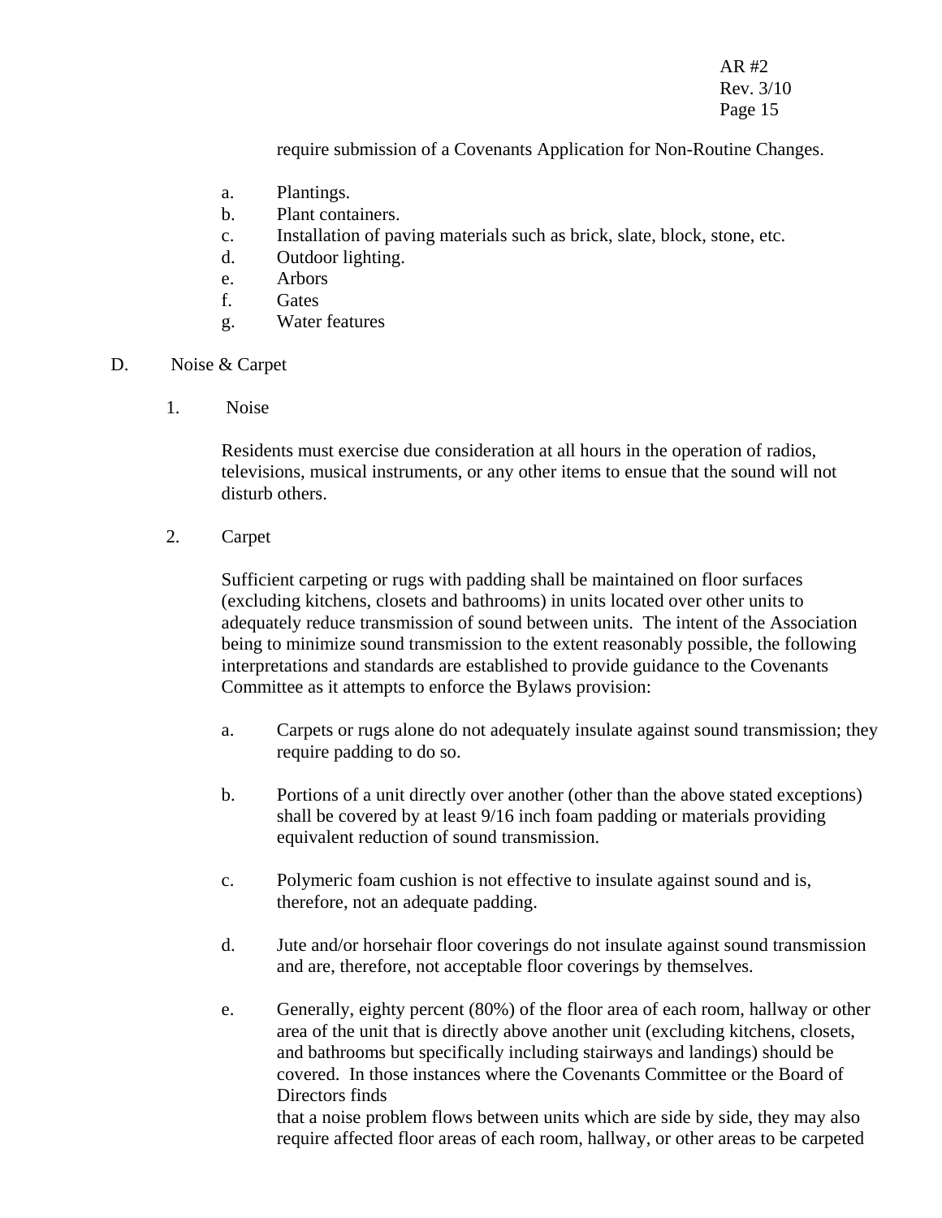require submission of a Covenants Application for Non-Routine Changes.

a. Plantings.
b. Plant containers.
c. Installation of paving materials such as brick, slate, block, stone, etc.
d. Outdoor lighting.
e. Arbors
f. Gates
g. Water features

D. Noise & Carpet

1. Noise

Residents must exercise due consideration at all hours in the operation of radios, televisions, musical instruments, or any other items to ensue that the sound will not disturb others.

2. Carpet

Sufficient carpeting or rugs with padding shall be maintained on floor surfaces (excluding kitchens, closets and bathrooms) in units located over other units to adequately reduce transmission of sound between units. The intent of the Association being to minimize sound transmission to the extent reasonably possible, the following interpretations and standards are established to provide guidance to the Covenants Committee as it attempts to enforce the Bylaws provision:

a. Carpets or rugs alone do not adequately insulate against sound transmission; they require padding to do so.

b. Portions of a unit directly over another (other than the above stated exceptions) shall be covered by at least 9/16 inch foam padding or materials providing equivalent reduction of sound transmission.

c. Polymeric foam cushion is not effective to insulate against sound and is, therefore, not an adequate padding.

d. Jute and/or horsehair floor coverings do not insulate against sound transmission and are, therefore, not acceptable floor coverings by themselves.

e. Generally, eighty percent (80%) of the floor area of each room, hallway or other area of the unit that is directly above another unit (excluding kitchens, closets, and bathrooms but specifically including stairways and landings) should be covered. In those instances where the Covenants Committee or the Board of Directors finds that a noise problem flows between units which are side by side, they may also require affected floor areas of each room, hallway, or other areas to be carpeted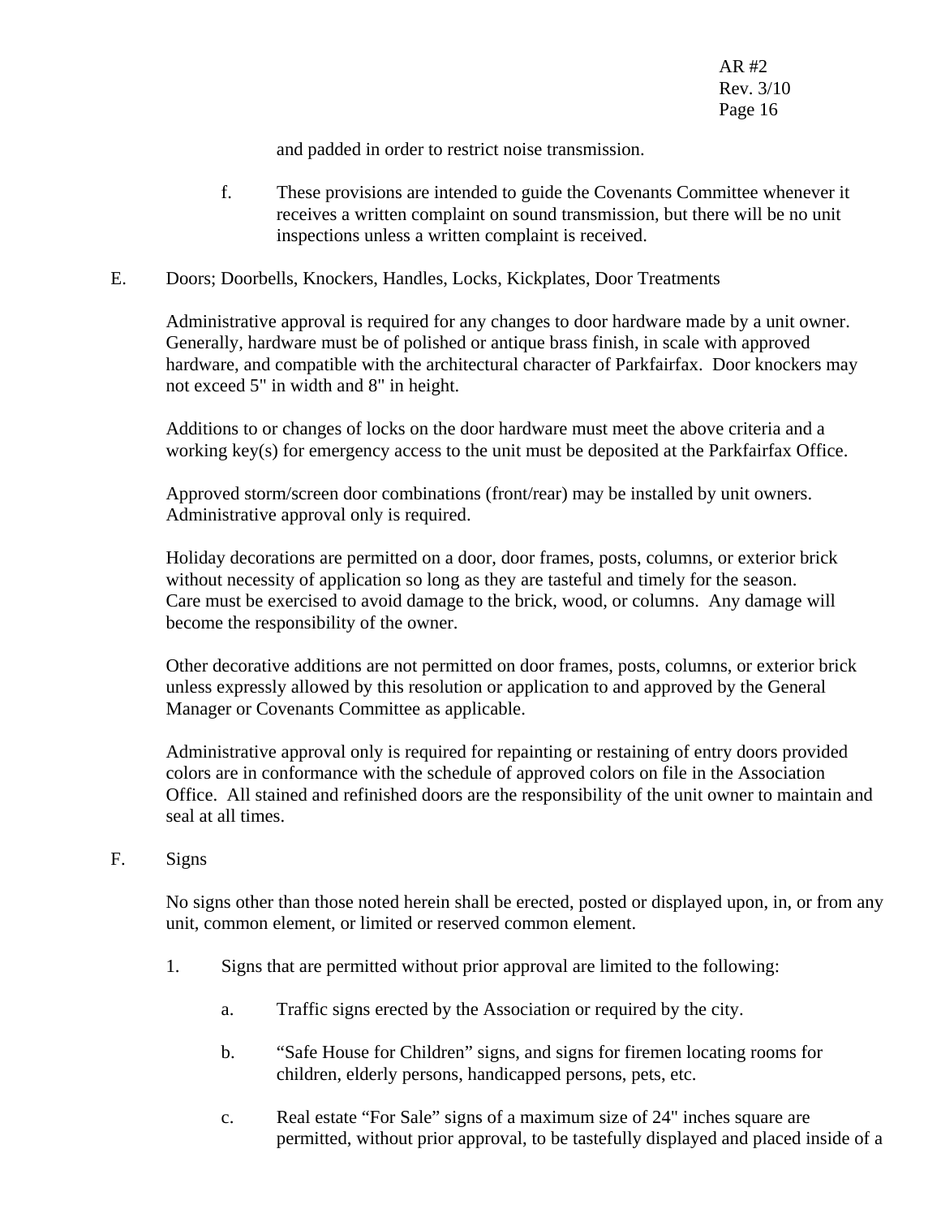and padded in order to restrict noise transmission.

f. These provisions are intended to guide the Covenants Committee whenever it receives a written complaint on sound transmission, but there will be no unit inspections unless a written complaint is received.

E. Doors; Doorbells, Knockers, Handles, Locks, Kickplates, Door Treatments

Administrative approval is required for any changes to door hardware made by a unit owner. Generally, hardware must be of polished or antique brass finish, in scale with approved hardware, and compatible with the architectural character of Parkfairfax. Door knockers may not exceed 5" in width and 8" in height.

Additions to or changes of locks on the door hardware must meet the above criteria and a working key(s) for emergency access to the unit must be deposited at the Parkfairfax Office.

Approved storm/screen door combinations (front/rear) may be installed by unit owners. Administrative approval only is required.

Holiday decorations are permitted on a door, door frames, posts, columns, or exterior brick without necessity of application so long as they are tasteful and timely for the season. Care must be exercised to avoid damage to the brick, wood, or columns. Any damage will become the responsibility of the owner.

Other decorative additions are not permitted on door frames, posts, columns, or exterior brick unless expressly allowed by this resolution or application to and approved by the General Manager or Covenants Committee as applicable.

Administrative approval only is required for repainting or restaining of entry doors provided colors are in conformance with the schedule of approved colors on file in the Association Office. All stained and refinished doors are the responsibility of the unit owner to maintain and seal at all times.

F. Signs

No signs other than those noted herein shall be erected, posted or displayed upon, in, or from any unit, common element, or limited or reserved common element.

1. Signs that are permitted without prior approval are limited to the following:

   a. Traffic signs erected by the Association or required by the city.

   b. "Safe House for Children" signs, and signs for firemen locating rooms for children, elderly persons, handicapped persons, pets, etc.

   c. Real estate "For Sale" signs of a maximum size of 24" inches square are permitted, without prior approval, to be tastefully displayed and placed inside of a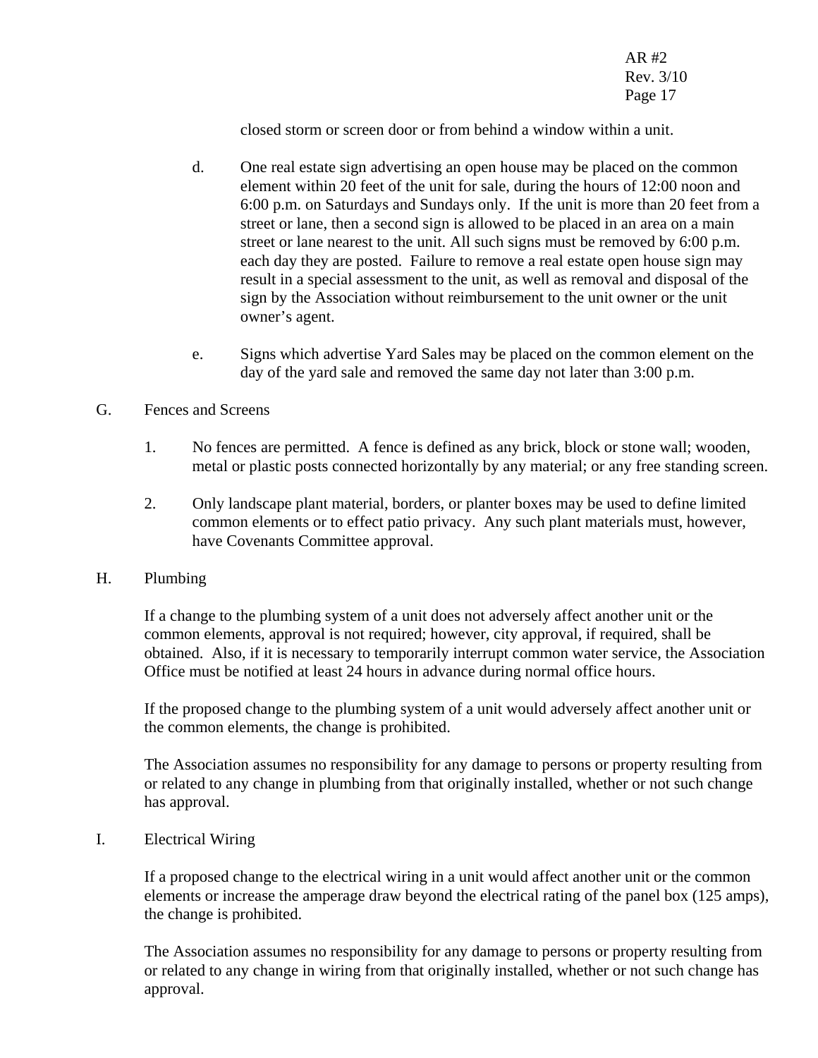closed storm or screen door or from behind a window within a unit.

d. One real estate sign advertising an open house may be placed on the common element within 20 feet of the unit for sale, during the hours of 12:00 noon and 6:00 p.m. on Saturdays and Sundays only. If the unit is more than 20 feet from a street or lane, then a second sign is allowed to be placed in an area on a main street or lane nearest to the unit. All such signs must be removed by 6:00 p.m. each day they are posted. Failure to remove a real estate open house sign may result in a special assessment to the unit, as well as removal and disposal of the sign by the Association without reimbursement to the unit owner or the unit owner's agent.

e. Signs which advertise Yard Sales may be placed on the common element on the day of the yard sale and removed the same day not later than 3:00 p.m.

G. Fences and Screens

1. No fences are permitted. A fence is defined as any brick, block or stone wall; wooden, metal or plastic posts connected horizontally by any material; or any free standing screen.

2. Only landscape plant material, borders, or planter boxes may be used to define limited common elements or to effect patio privacy. Any such plant materials must, however, have Covenants Committee approval.

H. Plumbing

If a change to the plumbing system of a unit does not adversely affect another unit or the common elements, approval is not required; however, city approval, if required, shall be obtained. Also, if it is necessary to temporarily interrupt common water service, the Association Office must be notified at least 24 hours in advance during normal office hours.

If the proposed change to the plumbing system of a unit would adversely affect another unit or the common elements, the change is prohibited.

The Association assumes no responsibility for any damage to persons or property resulting from or related to any change in plumbing from that originally installed, whether or not such change has approval.

I. Electrical Wiring

If a proposed change to the electrical wiring in a unit would affect another unit or the common elements or increase the amperage draw beyond the electrical rating of the panel box (125 amps), the change is prohibited.

The Association assumes no responsibility for any damage to persons or property resulting from or related to any change in wiring from that originally installed, whether or not such change has approval.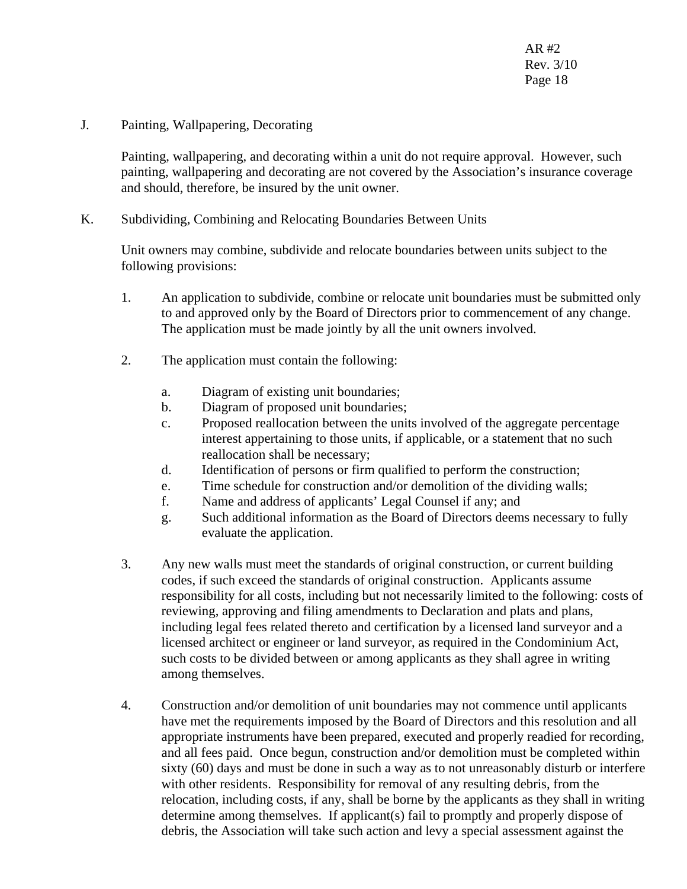J. Painting, Wallpapering, Decorating

Painting, wallpapering, and decorating within a unit do not require approval. However, such painting, wallpapering and decorating are not covered by the Association's insurance coverage and should, therefore, be insured by the unit owner.

K. Subdividing, Combining and Relocating Boundaries Between Units

Unit owners may combine, subdivide and relocate boundaries between units subject to the following provisions:

1. An application to subdivide, combine or relocate unit boundaries must be submitted only to and approved only by the Board of Directors prior to commencement of any change. The application must be made jointly by all the unit owners involved.

2. The application must contain the following:

   a. Diagram of existing unit boundaries;
   b. Diagram of proposed unit boundaries;
   c. Proposed reallocation between the units involved of the aggregate percentage interest appertaining to those units, if applicable, or a statement that no such reallocation shall be necessary;
   d. Identification of persons or firm qualified to perform the construction;
   e. Time schedule for construction and/or demolition of the dividing walls;
   f. Name and address of applicants' Legal Counsel if any; and
   g. Such additional information as the Board of Directors deems necessary to fully evaluate the application.

3. Any new walls must meet the standards of original construction, or current building codes, if such exceed the standards of original construction. Applicants assume responsibility for all costs, including but not necessarily limited to the following: costs of reviewing, approving and filing amendments to Declaration and plats and plans, including legal fees related thereto and certification by a licensed land surveyor and a licensed architect or engineer or land surveyor, as required in the Condominium Act, such costs to be divided between or among applicants as they shall agree in writing among themselves.

4. Construction and/or demolition of unit boundaries may not commence until applicants have met the requirements imposed by the Board of Directors and this resolution and all appropriate instruments have been prepared, executed and properly readied for recording, and all fees paid. Once begun, construction and/or demolition must be completed within sixty (60) days and must be done in such a way as to not unreasonably disturb or interfere with other residents. Responsibility for removal of any resulting debris, from the relocation, including costs, if any, shall be borne by the applicants as they shall in writing determine among themselves. If applicant(s) fail to promptly and properly dispose of debris, the Association will take such action and levy a special assessment against the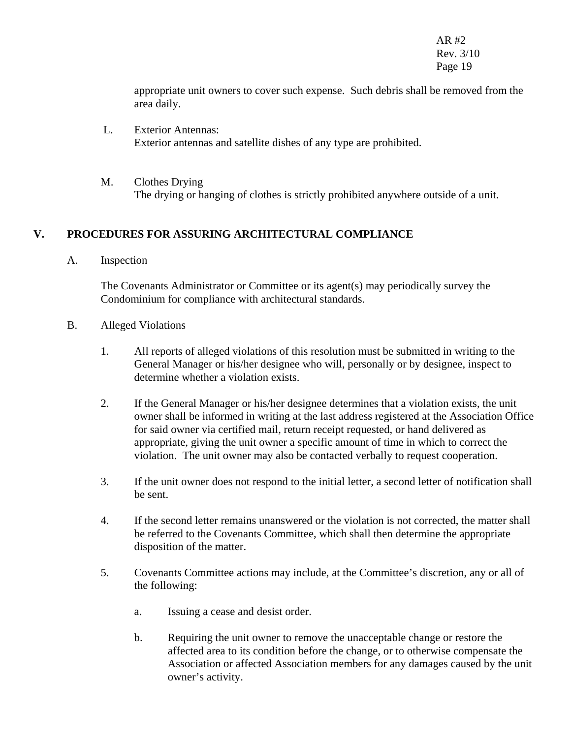appropriate unit owners to cover such expense. Such debris shall be removed from the area daily.

L. Exterior Antennas:
Exterior antennas and satellite dishes of any type are prohibited.

M. Clothes Drying
The drying or hanging of clothes is strictly prohibited anywhere outside of a unit.

## V. PROCEDURES FOR ASSURING ARCHITECTURAL COMPLIANCE

A. Inspection

The Covenants Administrator or Committee or its agent(s) may periodically survey the Condominium for compliance with architectural standards.

B. Alleged Violations

1. All reports of alleged violations of this resolution must be submitted in writing to the General Manager or his/her designee who will, personally or by designee, inspect to determine whether a violation exists.

2. If the General Manager or his/her designee determines that a violation exists, the unit owner shall be informed in writing at the last address registered at the Association Office for said owner via certified mail, return receipt requested, or hand delivered as appropriate, giving the unit owner a specific amount of time in which to correct the violation. The unit owner may also be contacted verbally to request cooperation.

3. If the unit owner does not respond to the initial letter, a second letter of notification shall be sent.

4. If the second letter remains unanswered or the violation is not corrected, the matter shall be referred to the Covenants Committee, which shall then determine the appropriate disposition of the matter.

5. Covenants Committee actions may include, at the Committee's discretion, any or all of the following:

   a. Issuing a cease and desist order.

   b. Requiring the unit owner to remove the unacceptable change or restore the affected area to its condition before the change, or to otherwise compensate the Association or affected Association members for any damages caused by the unit owner's activity.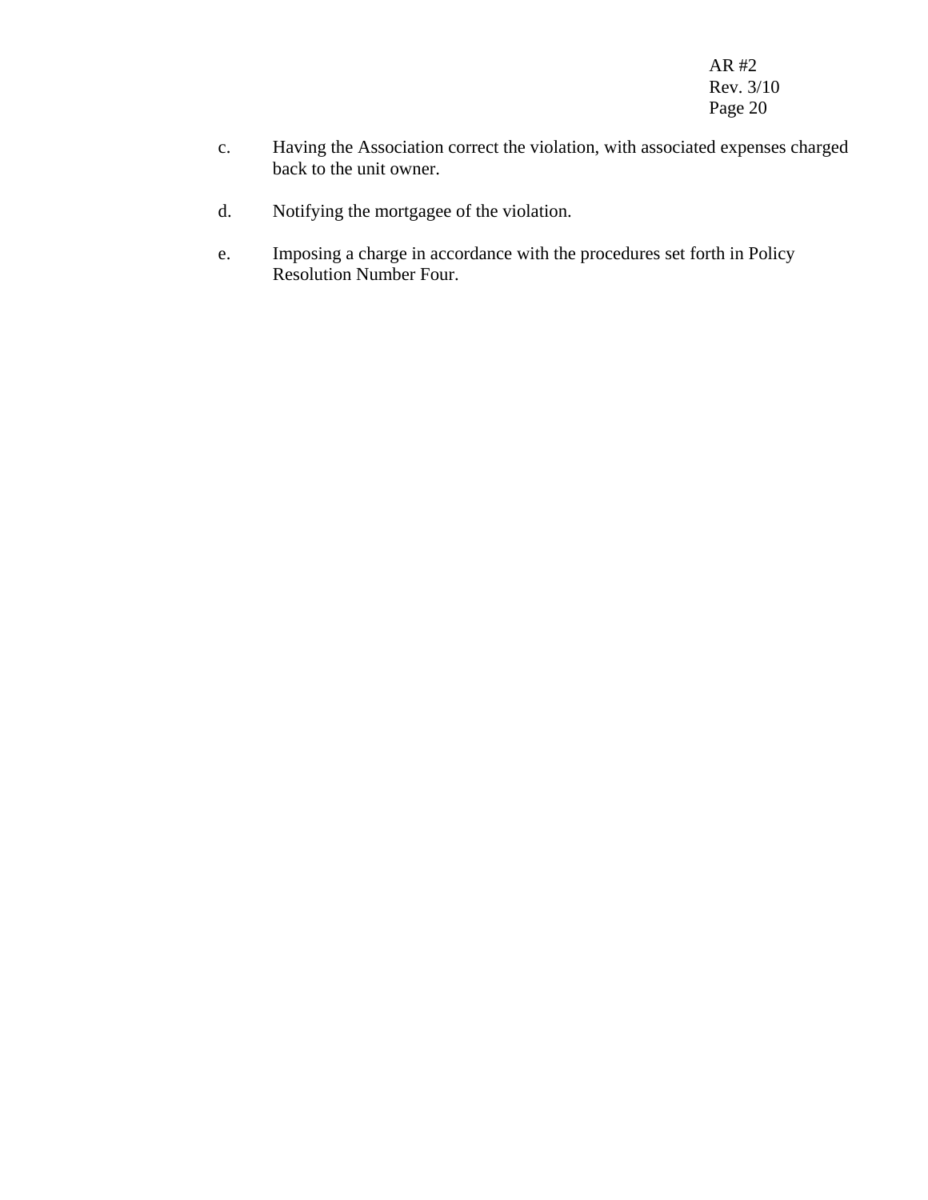c. Having the Association correct the violation, with associated expenses charged back to the unit owner.

d. Notifying the mortgagee of the violation.

e. Imposing a charge in accordance with the procedures set forth in Policy Resolution Number Four.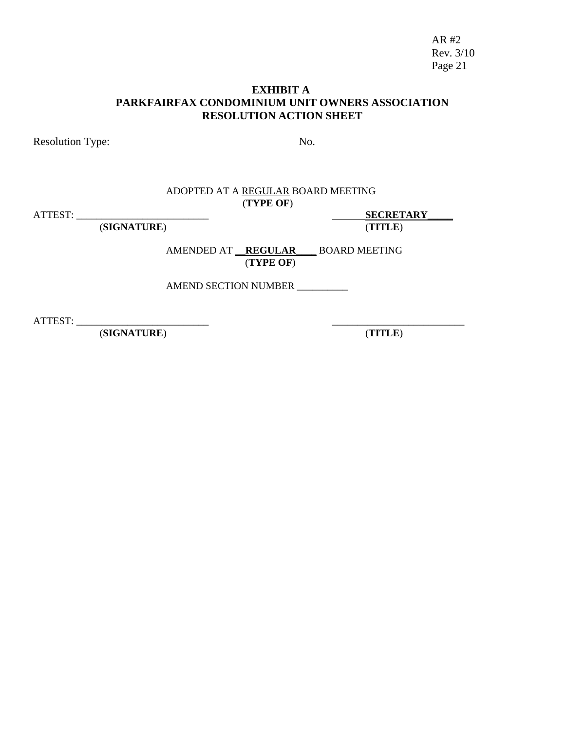AR #2
Rev. 3/10

**EXHIBIT A**
**PARKFAIRFAX CONDOMINIUM UNIT OWNERS ASSOCIATION**
**RESOLUTION ACTION SHEET**

Resolution Type: No.

ADOPTED AT A <u>REGULAR</u> BOARD MEETING
(**TYPE OF**)

ATTEST: __________________________ ______**SECRETARY**_____
(**SIGNATURE**) (**TITLE**)

AMENDED AT __**REGULAR**____ BOARD MEETING
(**TYPE OF**)

AMEND SECTION NUMBER __________

ATTEST: __________________________ __________________________
(**SIGNATURE**) (**TITLE**)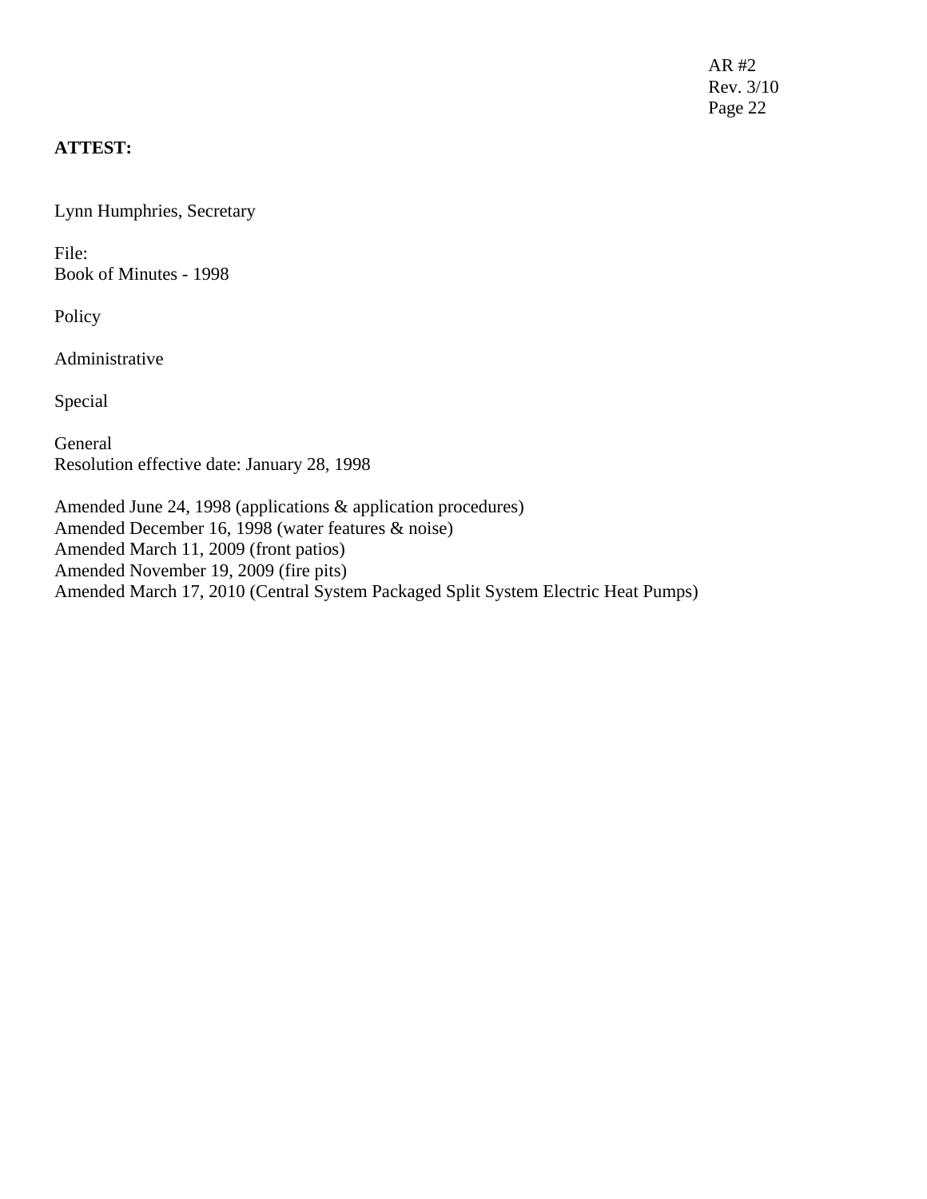**ATTEST:**

Lynn Humphries, Secretary

File:
Book of Minutes - 1998

Policy

Administrative

Special

General
Resolution effective date: January 28, 1998

Amended June 24, 1998 (applications & application procedures)
Amended December 16, 1998 (water features & noise)
Amended March 11, 2009 (front patios)
Amended November 19, 2009 (fire pits)
Amended March 17, 2010 (Central System Packaged Split System Electric Heat Pumps)